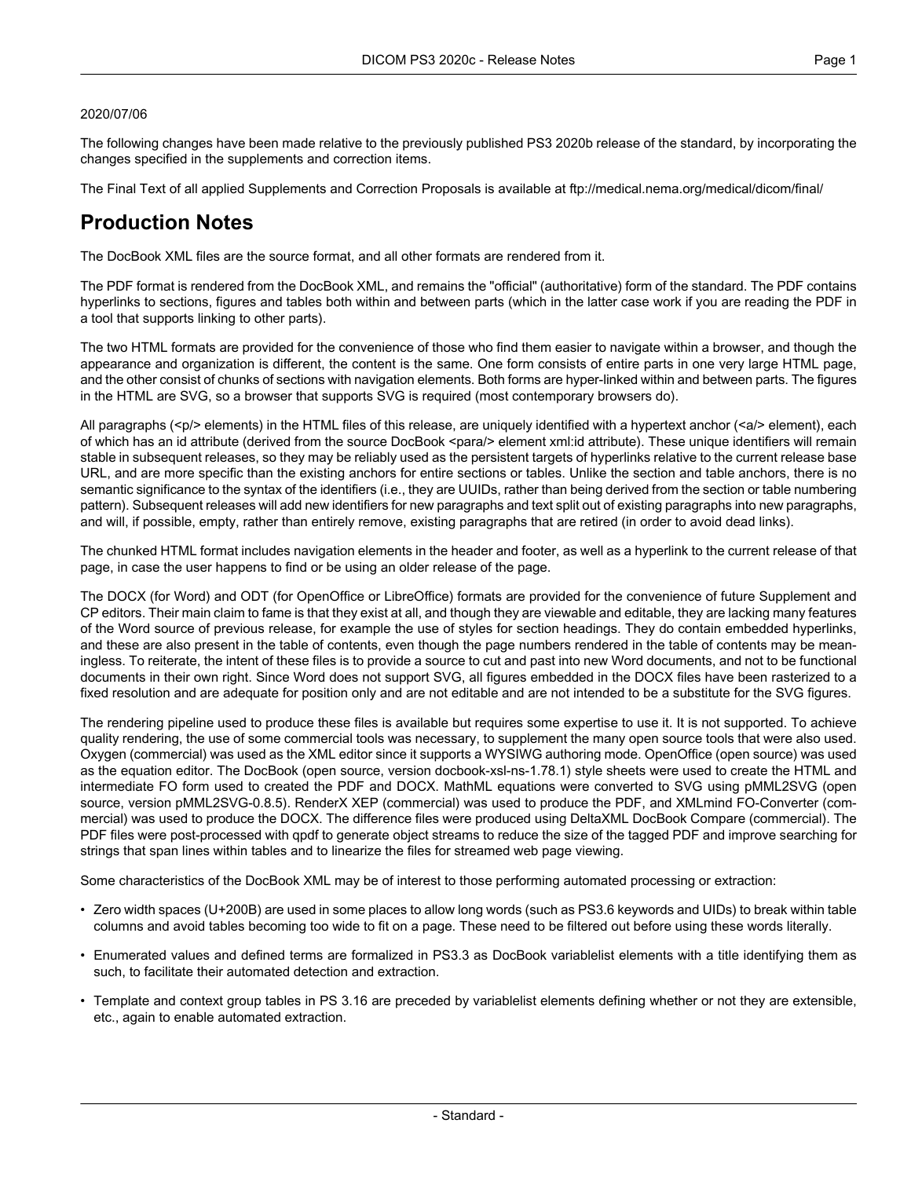2020/07/06

The following changes have been made relative to the previously published PS3 2020b release of the standard, by incorporating the changes specified in the supplements and correction items.

The Final Text of all applied Supplements and Correction Proposals is available at ftp://medical.nema.org/medical/dicom/final/

# Production Notes

The DocBook XML files are the source format, and all other formats are rendered from it.

The PDF format is rendered from the DocBook XML, and remains the "official" (authoritative) form of the standard. The PDF contains hyperlinks to sections, figures and tables both within and between parts (which in the latter case work if you are reading the PDF in a tool that supports linking to other parts).

The two HTML formats are provided for the convenience of those who find them easier to navigate within a browser, and though the appearance and organization is different, the content is the same. One form consists of entire parts in one very large HTML page, and the other consist of chunks of sections with navigation elements. Both forms are hyper-linked within and between parts. The figures in the HTML are SVG, so a browser that supports SVG is required (most contemporary browsers do).

All paragraphs (<p/> elements) in the HTML files of this release, are uniquely identified with a hypertext anchor (<a/> element), each of which has an id attribute (derived from the source DocBook <para/> element xml:id attribute). These unique identifiers will remain stable in subsequent releases, so they may be reliably used as the persistent targets of hyperlinks relative to the current release base URL, and are more specific than the existing anchors for entire sections or tables. Unlike the section and table anchors, there is no semantic significance to the syntax of the identifiers (i.e., they are UUIDs, rather than being derived from the section or table numbering pattern). Subsequent releases will add new identifiers for new paragraphs and text split out of existing paragraphs into new paragraphs, and will, if possible, empty, rather than entirely remove, existing paragraphs that are retired (in order to avoid dead links).

The chunked HTML format includes navigation elements in the header and footer, as well as a hyperlink to the current release of that page, in case the user happens to find or be using an older release of the page.

The DOCX (for Word) and ODT (for OpenOffice or LibreOffice) formats are provided for the convenience of future Supplement and CP editors. Their main claim to fame is that they exist at all, and though they are viewable and editable, they are lacking many features of the Word source of previous release, for example the use of styles for section headings. They do contain embedded hyperlinks, and these are also present in the table of contents, even though the page numbers rendered in the table of contents may be meaningless. To reiterate, the intent of these files is to provide a source to cut and past into new Word documents, and not to be functional documents in their own right. Since Word does not support SVG, all figures embedded in the DOCX files have been rasterized to a fixed resolution and are adequate for position only and are not editable and are not intended to be a substitute for the SVG figures.

The rendering pipeline used to produce these files is available but requires some expertise to use it. It is not supported. To achieve quality rendering, the use of some commercial tools was necessary, to supplement the many open source tools that were also used. Oxygen (commercial) was used as the XML editor since it supports a WYSIWG authoring mode. OpenOffice (open source) was used as the equation editor. The DocBook (open source, version docbook-xsl-ns-1.78.1) style sheets were used to create the HTML and intermediate FO form used to created the PDF and DOCX. MathML equations were converted to SVG using pMML2SVG (open source, version pMML2SVG-0.8.5). RenderX XEP (commercial) was used to produce the PDF, and XMLmind FO-Converter (commercial) was used to produce the DOCX. The difference files were produced using DeltaXML DocBook Compare (commercial). The PDF files were post-processed with qpdf to generate object streams to reduce the size of the tagged PDF and improve searching for strings that span lines within tables and to linearize the files for streamed web page viewing.

Some characteristics of the DocBook XML may be of interest to those performing automated processing or extraction:

- Zero width spaces (U+200B) are used in some places to allow long words (such as PS3.6 keywords and UIDs) to break within table columns and avoid tables becoming too wide to fit on a page. These need to be filtered out before using these words literally.
- Enumerated values and defined terms are formalized in PS3.3 as DocBook variablelist elements with a title identifying them as such, to facilitate their automated detection and extraction.
- Template and context group tables in PS 3.16 are preceded by variablelist elements defining whether or not they are extensible, etc., again to enable automated extraction.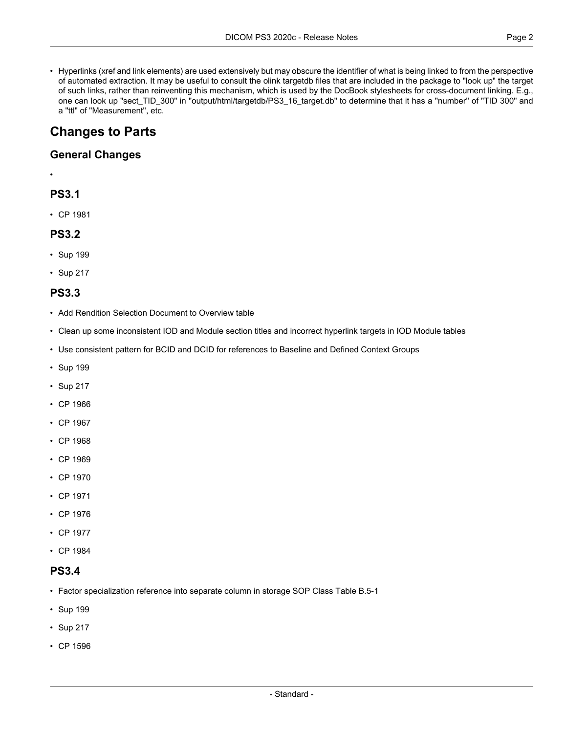- Hyperlinks (xref and link elements) are used extensively but may obscure the identifier of what is being linked to from the perspective of automated extraction. It may be useful to consult the olink targetdb files that are included in the package to "look up" the target of such links, rather than reinventing this mechanism, which is used by the DocBook stylesheets for cross-document linking. E.g., one can look up "sect_TID_300" in "output/html/targetdb/PS3_16_target.db" to determine that it has a "number" of "TID 300" and a "ttl" of "Measurement", etc.

## Changes to Parts

### General Changes

- 

### PS3.1

- CP 1981

### PS3.2

- Sup 199
- Sup 217

### PS3.3

- Add Rendition Selection Document to Overview table
- Clean up some inconsistent IOD and Module section titles and incorrect hyperlink targets in IOD Module tables
- Use consistent pattern for BCID and DCID for references to Baseline and Defined Context Groups
- Sup 199
- Sup 217
- CP 1966
- CP 1967
- CP 1968
- CP 1969
- CP 1970
- CP 1971
- CP 1976
- CP 1977
- CP 1984

### PS3.4

- Factor specialization reference into separate column in storage SOP Class Table B.5-1
- Sup 199
- Sup 217
- CP 1596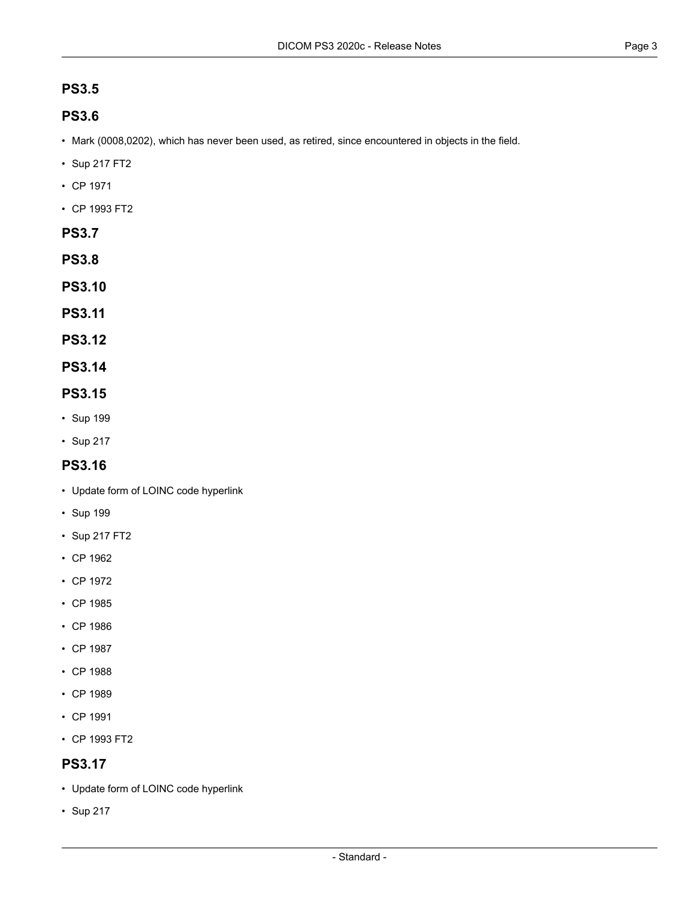## PS3.5

## PS3.6

- Mark (0008,0202), which has never been used, as retired, since encountered in objects in the field.
- Sup 217 FT2
- CP 1971
- CP 1993 FT2

## PS3.7

## PS3.8

## PS3.10

## PS3.11

## PS3.12

## PS3.14

## PS3.15

- Sup 199
- Sup 217

## PS3.16

- Update form of LOINC code hyperlink
- Sup 199
- Sup 217 FT2
- CP 1962
- CP 1972
- CP 1985
- CP 1986
- CP 1987
- CP 1988
- CP 1989
- CP 1991
- CP 1993 FT2

## PS3.17

- Update form of LOINC code hyperlink
- Sup 217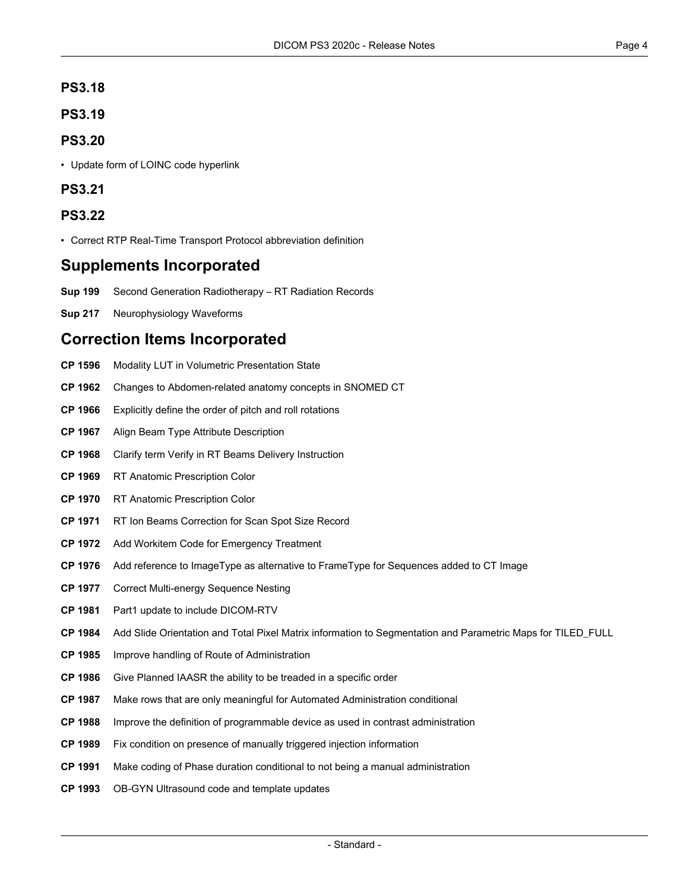### PS3.18

### PS3.19

### PS3.20

- Update form of LOINC code hyperlink

### PS3.21

### PS3.22

- Correct RTP Real-Time Transport Protocol abbreviation definition

## Supplements Incorporated

**Sup 199** Second Generation Radiotherapy – RT Radiation Records

**Sup 217** Neurophysiology Waveforms

## Correction Items Incorporated

**CP 1596** Modality LUT in Volumetric Presentation State

**CP 1962** Changes to Abdomen-related anatomy concepts in SNOMED CT

**CP 1966** Explicitly define the order of pitch and roll rotations

**CP 1967** Align Beam Type Attribute Description

**CP 1968** Clarify term Verify in RT Beams Delivery Instruction

**CP 1969** RT Anatomic Prescription Color

**CP 1970** RT Anatomic Prescription Color

**CP 1971** RT Ion Beams Correction for Scan Spot Size Record

**CP 1972** Add Workitem Code for Emergency Treatment

**CP 1976** Add reference to ImageType as alternative to FrameType for Sequences added to CT Image

**CP 1977** Correct Multi-energy Sequence Nesting

**CP 1981** Part1 update to include DICOM-RTV

**CP 1984** Add Slide Orientation and Total Pixel Matrix information to Segmentation and Parametric Maps for TILED_FULL

**CP 1985** Improve handling of Route of Administration

**CP 1986** Give Planned IAASR the ability to be treaded in a specific order

**CP 1987** Make rows that are only meaningful for Automated Administration conditional

**CP 1988** Improve the definition of programmable device as used in contrast administration

**CP 1989** Fix condition on presence of manually triggered injection information

**CP 1991** Make coding of Phase duration conditional to not being a manual administration

**CP 1993** OB-GYN Ultrasound code and template updates